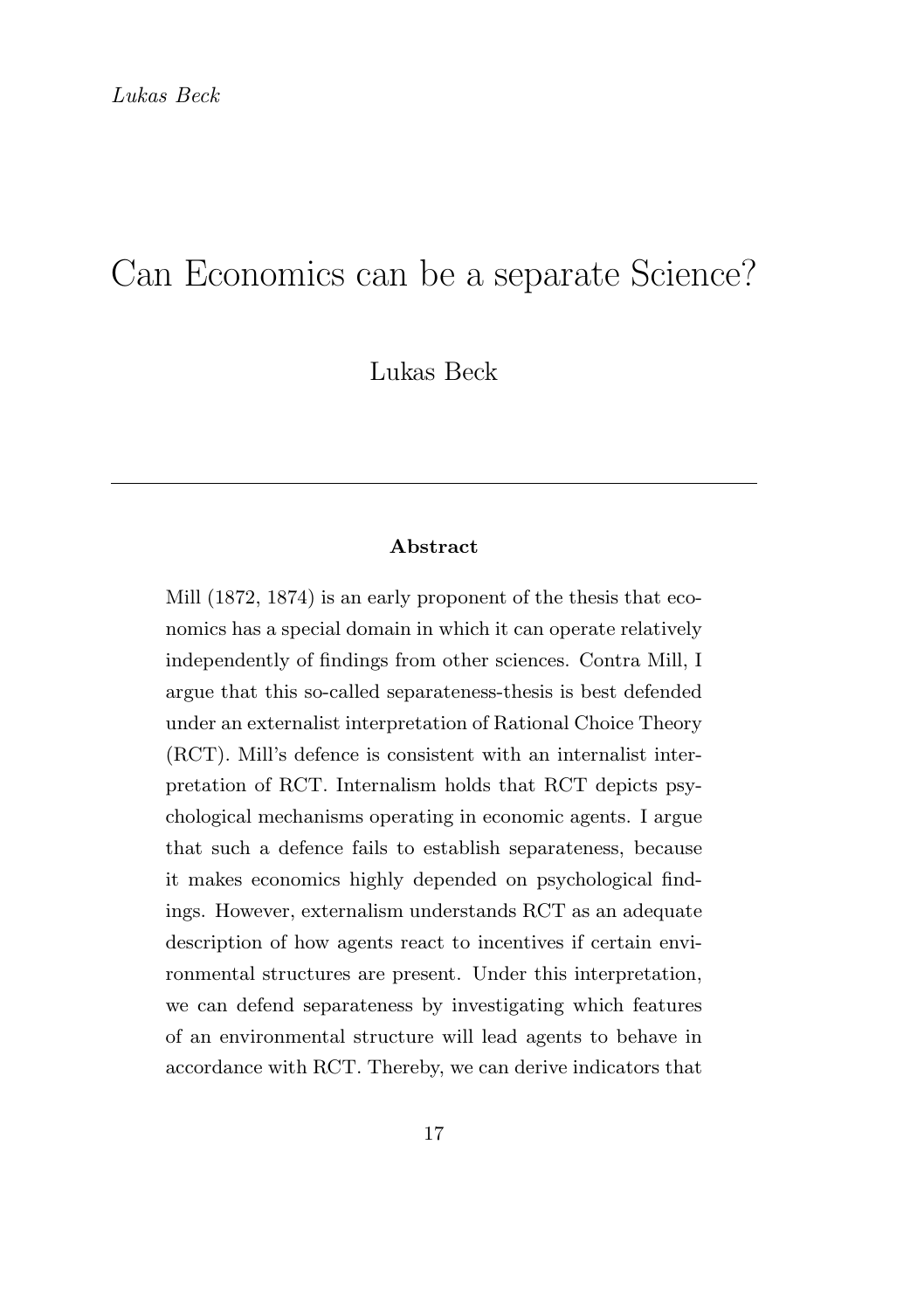# Can Economics can be a separate Science?

Lukas Beck

---

**Abstract**

Mill (1872, 1874) is an early proponent of the thesis that economics has a special domain in which it can operate relatively independently of findings from other sciences. Contra Mill, I argue that this so-called separateness-thesis is best defended under an externalist interpretation of Rational Choice Theory (RCT). Mill's defence is consistent with an internalist interpretation of RCT. Internalism holds that RCT depicts psychological mechanisms operating in economic agents. I argue that such a defence fails to establish separateness, because it makes economics highly depended on psychological findings. However, externalism understands RCT as an adequate description of how agents react to incentives if certain environmental structures are present. Under this interpretation, we can defend separateness by investigating which features of an environmental structure will lead agents to behave in accordance with RCT. Thereby, we can derive indicators that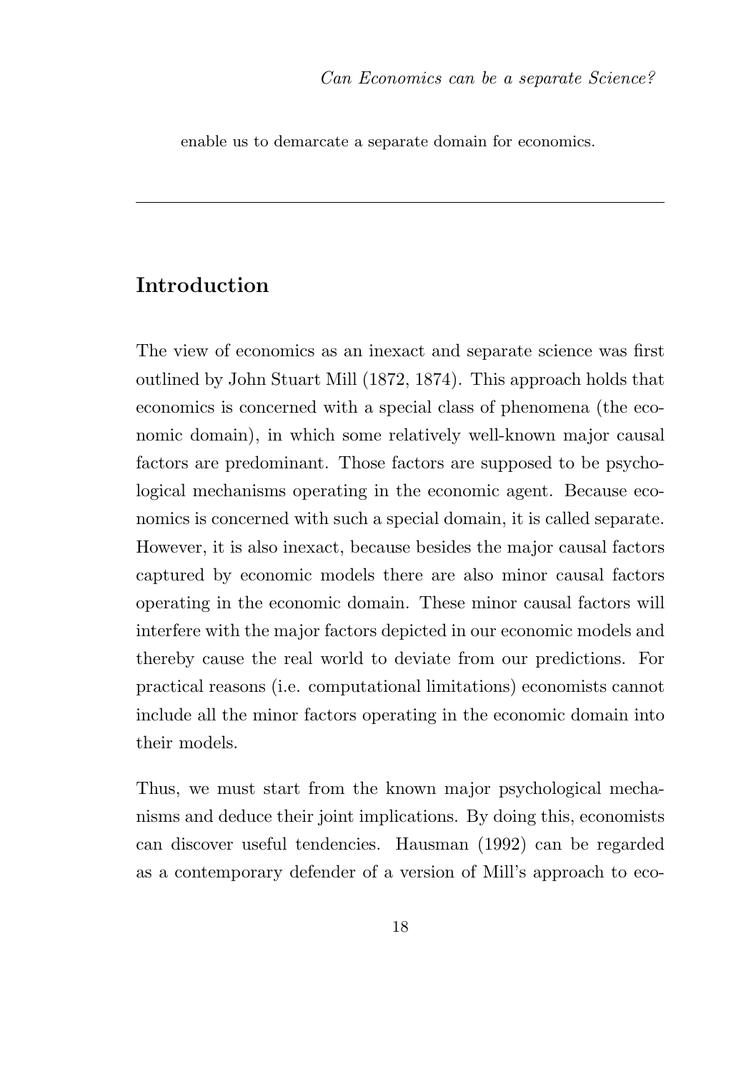enable us to demarcate a separate domain for economics.

---

## Introduction

The view of economics as an inexact and separate science was first outlined by John Stuart Mill (1872, 1874). This approach holds that economics is concerned with a special class of phenomena (the economic domain), in which some relatively well-known major causal factors are predominant. Those factors are supposed to be psychological mechanisms operating in the economic agent. Because economics is concerned with such a special domain, it is called separate. However, it is also inexact, because besides the major causal factors captured by economic models there are also minor causal factors operating in the economic domain. These minor causal factors will interfere with the major factors depicted in our economic models and thereby cause the real world to deviate from our predictions. For practical reasons (i.e. computational limitations) economists cannot include all the minor factors operating in the economic domain into their models.

Thus, we must start from the known major psychological mechanisms and deduce their joint implications. By doing this, economists can discover useful tendencies. Hausman (1992) can be regarded as a contemporary defender of a version of Mill's approach to eco-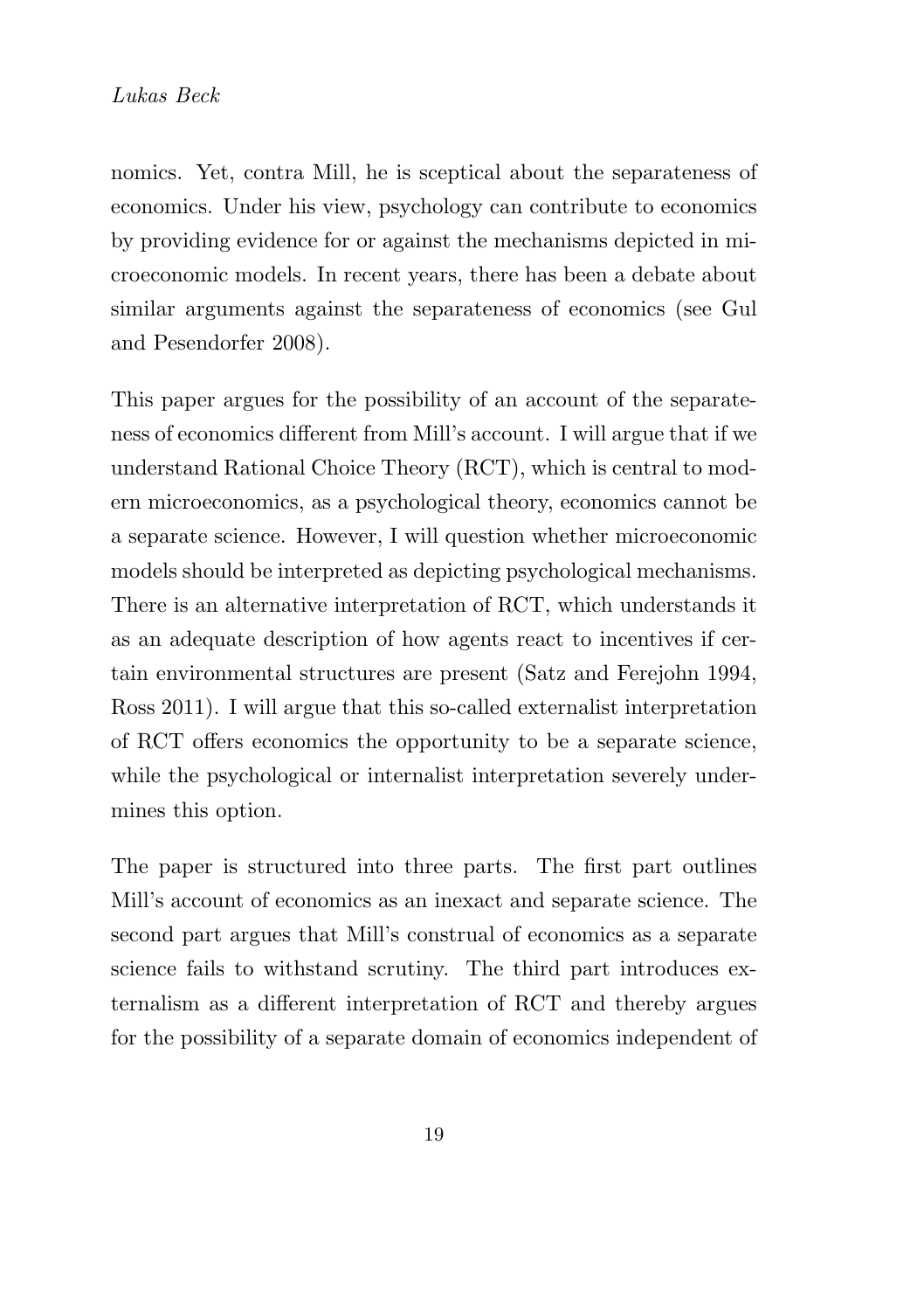nomics. Yet, contra Mill, he is sceptical about the separateness of economics. Under his view, psychology can contribute to economics by providing evidence for or against the mechanisms depicted in microeconomic models. In recent years, there has been a debate about similar arguments against the separateness of economics (see Gul and Pesendorfer 2008).

This paper argues for the possibility of an account of the separateness of economics different from Mill's account. I will argue that if we understand Rational Choice Theory (RCT), which is central to modern microeconomics, as a psychological theory, economics cannot be a separate science. However, I will question whether microeconomic models should be interpreted as depicting psychological mechanisms. There is an alternative interpretation of RCT, which understands it as an adequate description of how agents react to incentives if certain environmental structures are present (Satz and Ferejohn 1994, Ross 2011). I will argue that this so-called externalist interpretation of RCT offers economics the opportunity to be a separate science, while the psychological or internalist interpretation severely undermines this option.

The paper is structured into three parts. The first part outlines Mill's account of economics as an inexact and separate science. The second part argues that Mill's construal of economics as a separate science fails to withstand scrutiny. The third part introduces externalism as a different interpretation of RCT and thereby argues for the possibility of a separate domain of economics independent of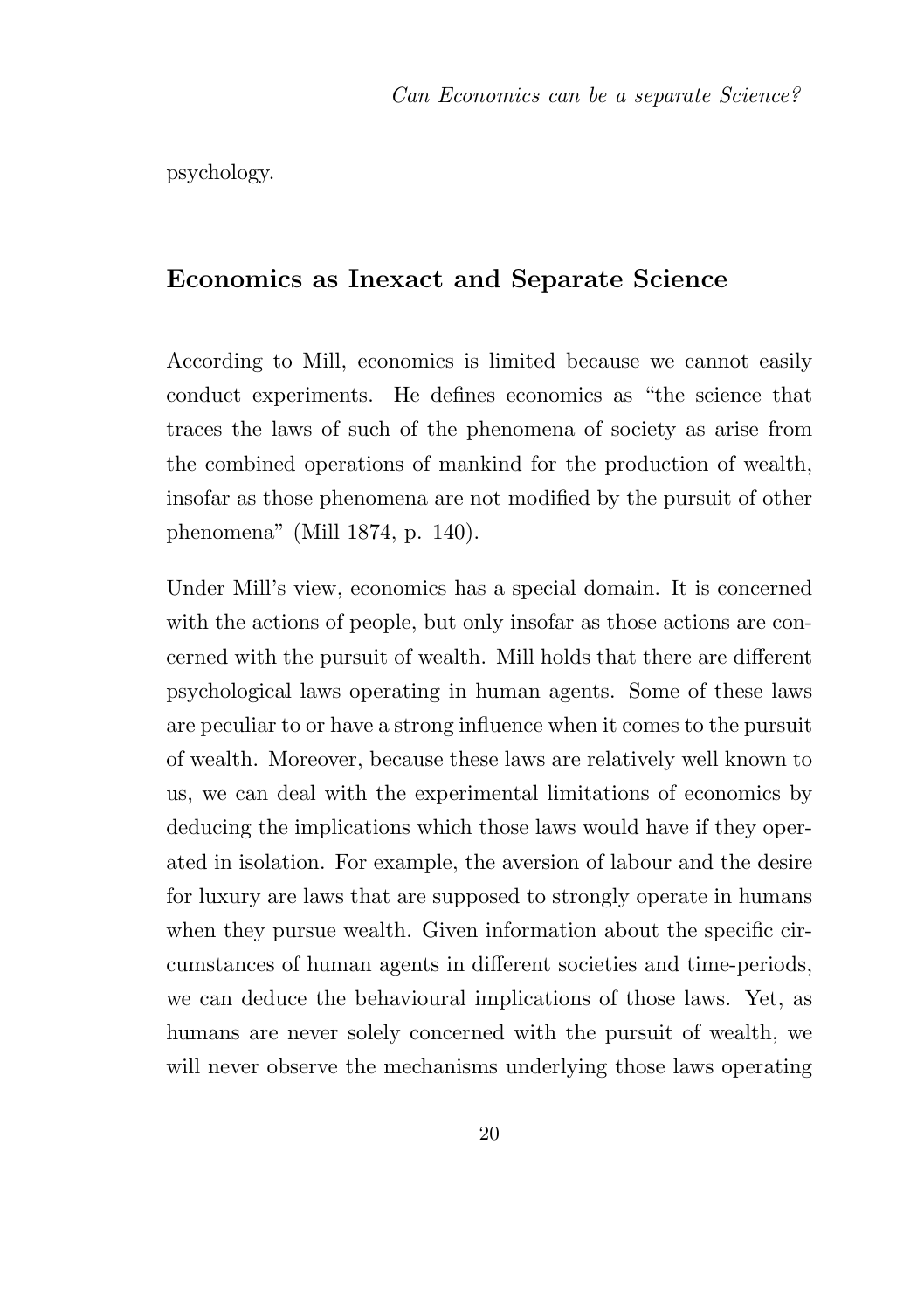psychology.

## Economics as Inexact and Separate Science

According to Mill, economics is limited because we cannot easily conduct experiments. He defines economics as "the science that traces the laws of such of the phenomena of society as arise from the combined operations of mankind for the production of wealth, insofar as those phenomena are not modified by the pursuit of other phenomena" (Mill 1874, p. 140).

Under Mill's view, economics has a special domain. It is concerned with the actions of people, but only insofar as those actions are concerned with the pursuit of wealth. Mill holds that there are different psychological laws operating in human agents. Some of these laws are peculiar to or have a strong influence when it comes to the pursuit of wealth. Moreover, because these laws are relatively well known to us, we can deal with the experimental limitations of economics by deducing the implications which those laws would have if they operated in isolation. For example, the aversion of labour and the desire for luxury are laws that are supposed to strongly operate in humans when they pursue wealth. Given information about the specific circumstances of human agents in different societies and time-periods, we can deduce the behavioural implications of those laws. Yet, as humans are never solely concerned with the pursuit of wealth, we will never observe the mechanisms underlying those laws operating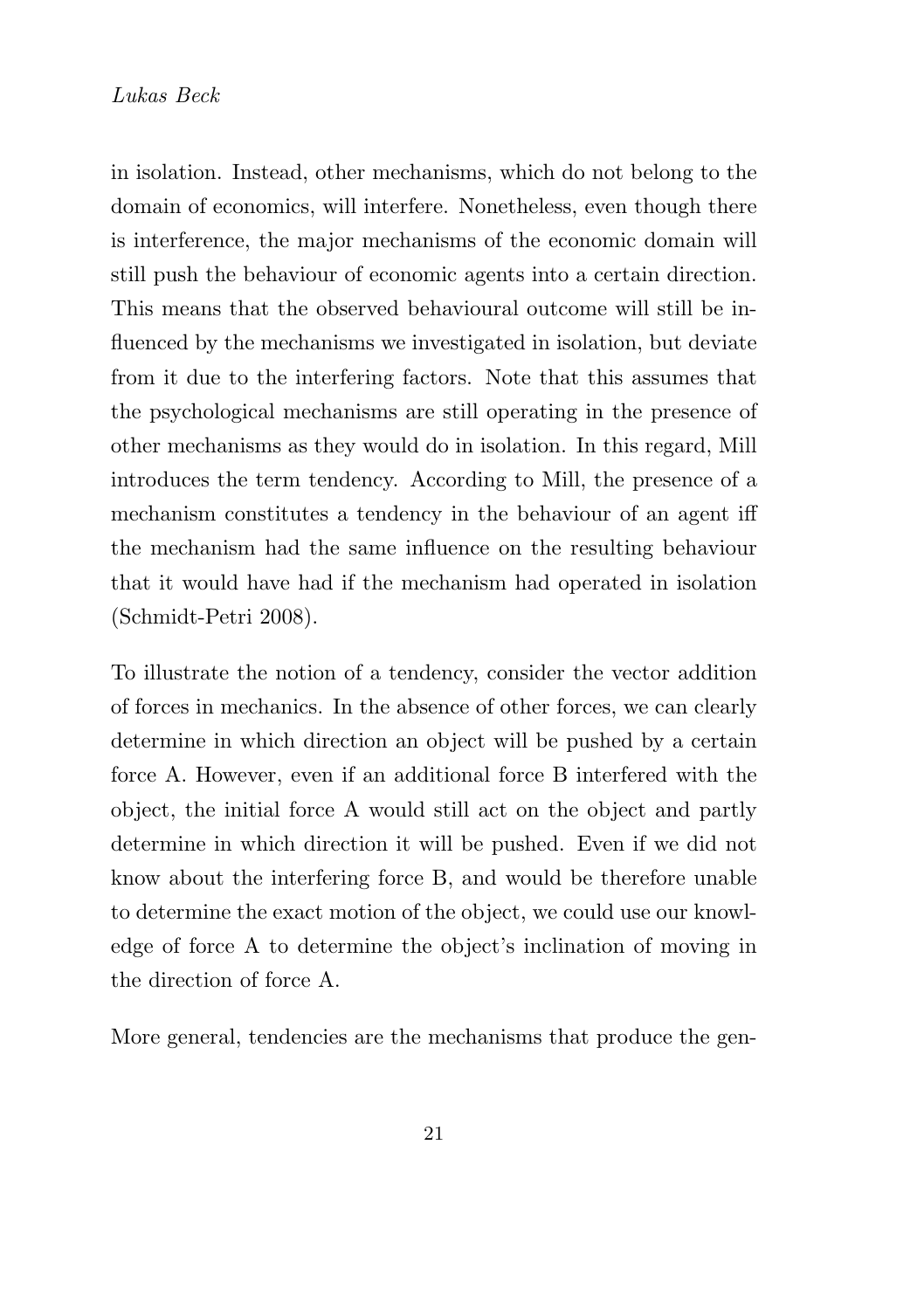in isolation. Instead, other mechanisms, which do not belong to the domain of economics, will interfere. Nonetheless, even though there is interference, the major mechanisms of the economic domain will still push the behaviour of economic agents into a certain direction. This means that the observed behavioural outcome will still be influenced by the mechanisms we investigated in isolation, but deviate from it due to the interfering factors. Note that this assumes that the psychological mechanisms are still operating in the presence of other mechanisms as they would do in isolation. In this regard, Mill introduces the term tendency. According to Mill, the presence of a mechanism constitutes a tendency in the behaviour of an agent iff the mechanism had the same influence on the resulting behaviour that it would have had if the mechanism had operated in isolation (Schmidt-Petri 2008).

To illustrate the notion of a tendency, consider the vector addition of forces in mechanics. In the absence of other forces, we can clearly determine in which direction an object will be pushed by a certain force A. However, even if an additional force B interfered with the object, the initial force A would still act on the object and partly determine in which direction it will be pushed. Even if we did not know about the interfering force B, and would be therefore unable to determine the exact motion of the object, we could use our knowledge of force A to determine the object's inclination of moving in the direction of force A.

More general, tendencies are the mechanisms that produce the gen-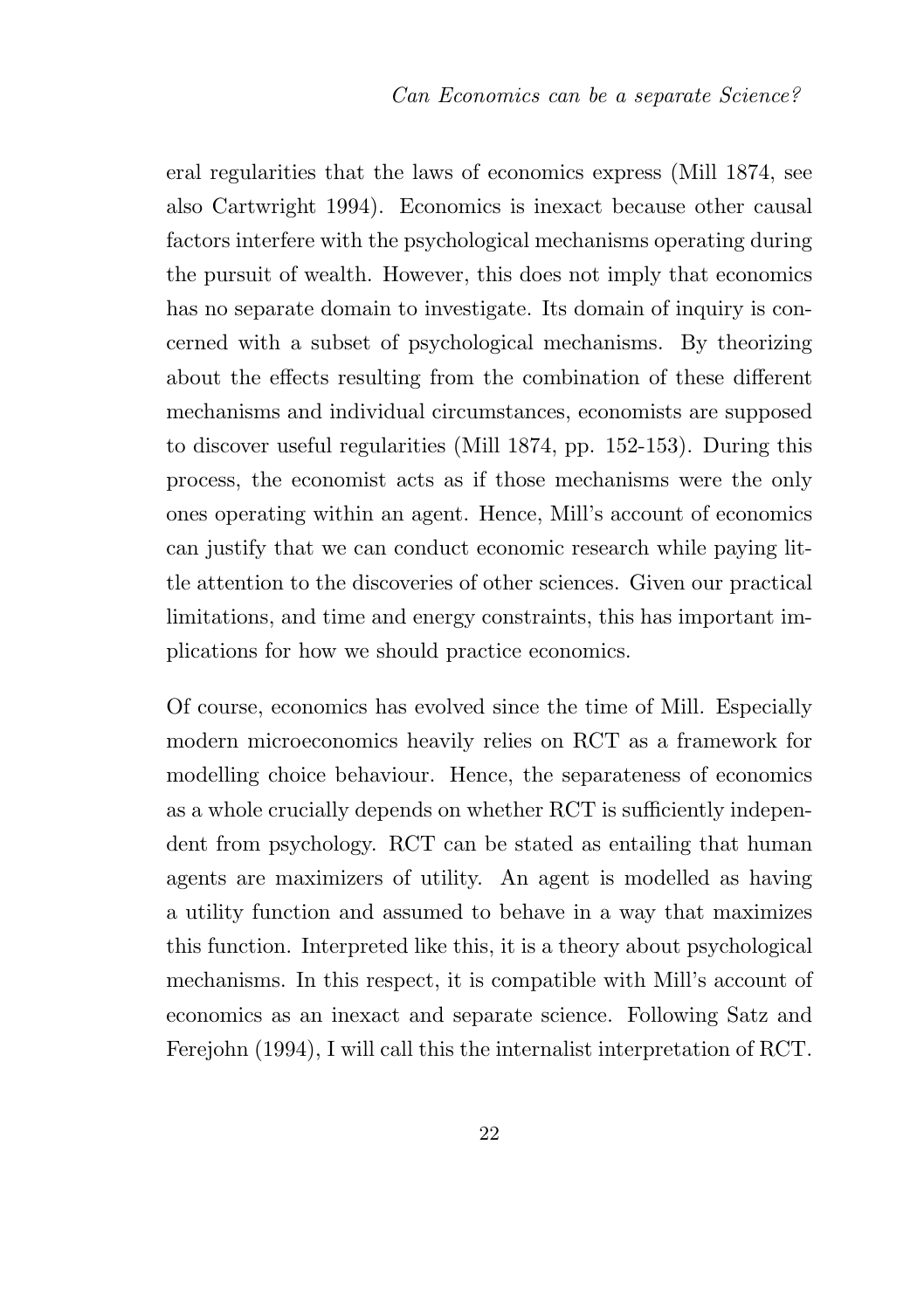eral regularities that the laws of economics express (Mill 1874, see also Cartwright 1994). Economics is inexact because other causal factors interfere with the psychological mechanisms operating during the pursuit of wealth. However, this does not imply that economics has no separate domain to investigate. Its domain of inquiry is concerned with a subset of psychological mechanisms. By theorizing about the effects resulting from the combination of these different mechanisms and individual circumstances, economists are supposed to discover useful regularities (Mill 1874, pp. 152-153). During this process, the economist acts as if those mechanisms were the only ones operating within an agent. Hence, Mill's account of economics can justify that we can conduct economic research while paying little attention to the discoveries of other sciences. Given our practical limitations, and time and energy constraints, this has important implications for how we should practice economics.

Of course, economics has evolved since the time of Mill. Especially modern microeconomics heavily relies on RCT as a framework for modelling choice behaviour. Hence, the separateness of economics as a whole crucially depends on whether RCT is sufficiently independent from psychology. RCT can be stated as entailing that human agents are maximizers of utility. An agent is modelled as having a utility function and assumed to behave in a way that maximizes this function. Interpreted like this, it is a theory about psychological mechanisms. In this respect, it is compatible with Mill's account of economics as an inexact and separate science. Following Satz and Ferejohn (1994), I will call this the internalist interpretation of RCT.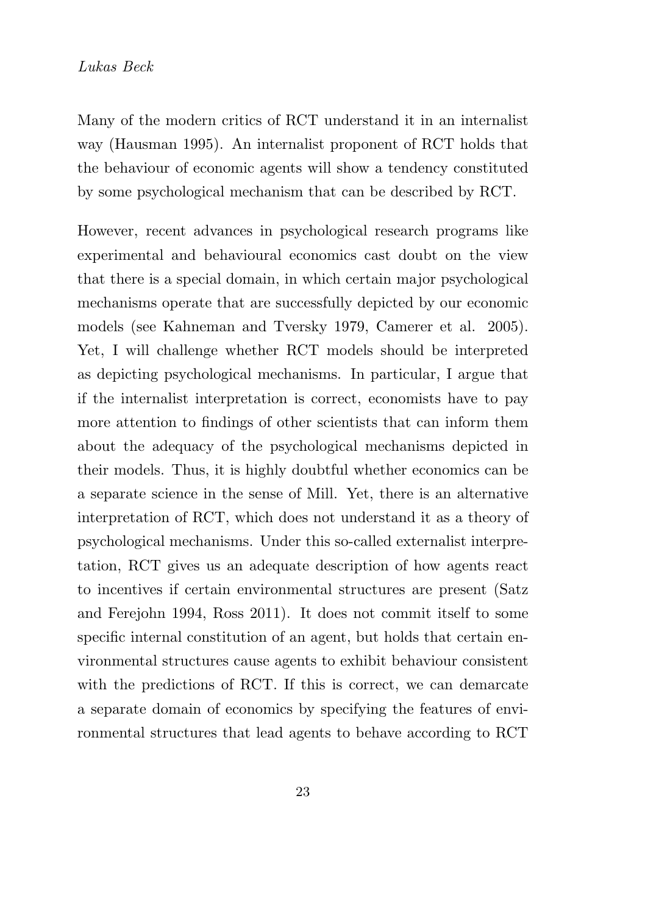Many of the modern critics of RCT understand it in an internalist way (Hausman 1995). An internalist proponent of RCT holds that the behaviour of economic agents will show a tendency constituted by some psychological mechanism that can be described by RCT.

However, recent advances in psychological research programs like experimental and behavioural economics cast doubt on the view that there is a special domain, in which certain major psychological mechanisms operate that are successfully depicted by our economic models (see Kahneman and Tversky 1979, Camerer et al. 2005). Yet, I will challenge whether RCT models should be interpreted as depicting psychological mechanisms. In particular, I argue that if the internalist interpretation is correct, economists have to pay more attention to findings of other scientists that can inform them about the adequacy of the psychological mechanisms depicted in their models. Thus, it is highly doubtful whether economics can be a separate science in the sense of Mill. Yet, there is an alternative interpretation of RCT, which does not understand it as a theory of psychological mechanisms. Under this so-called externalist interpretation, RCT gives us an adequate description of how agents react to incentives if certain environmental structures are present (Satz and Ferejohn 1994, Ross 2011). It does not commit itself to some specific internal constitution of an agent, but holds that certain environmental structures cause agents to exhibit behaviour consistent with the predictions of RCT. If this is correct, we can demarcate a separate domain of economics by specifying the features of environmental structures that lead agents to behave according to RCT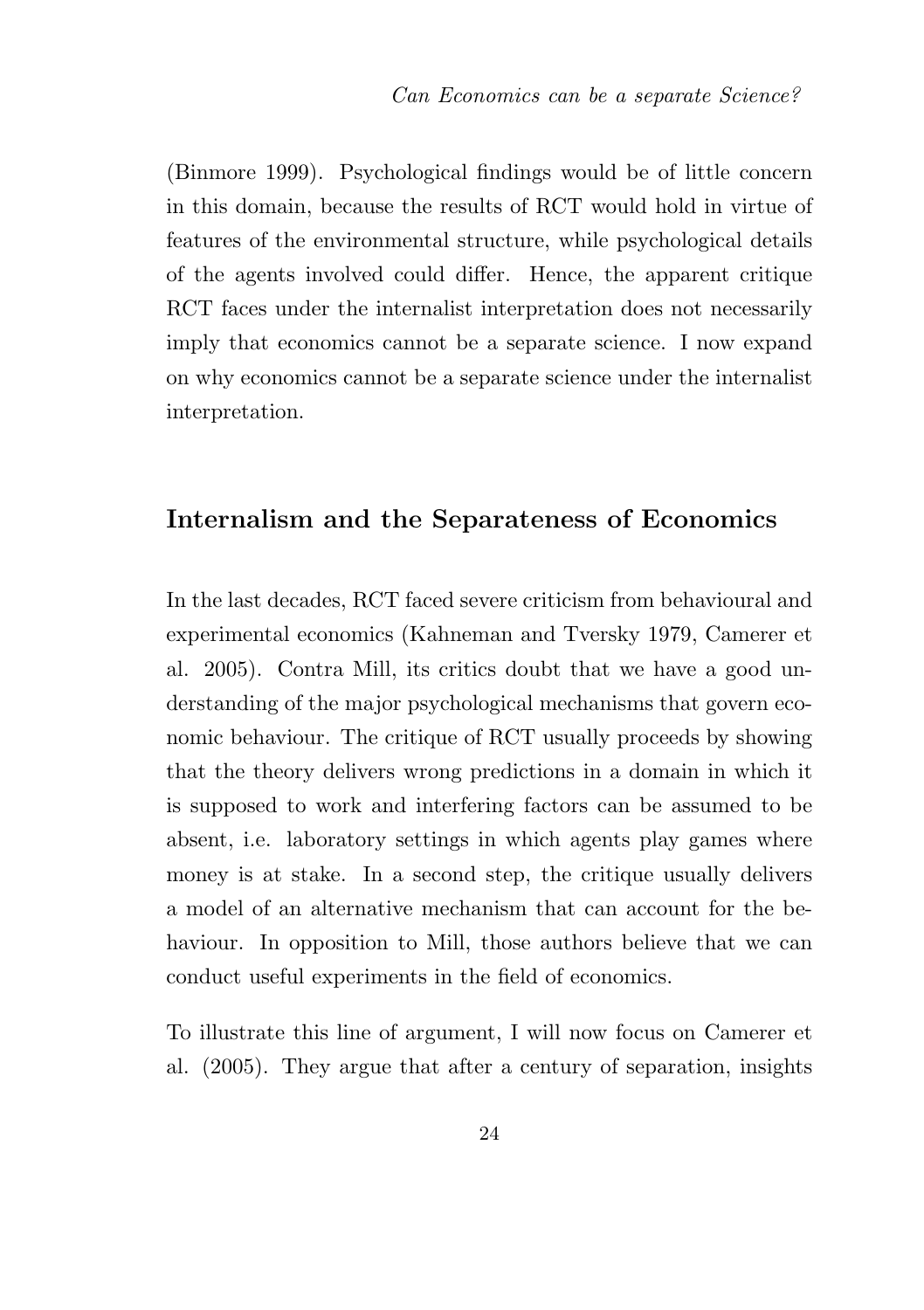(Binmore 1999). Psychological findings would be of little concern in this domain, because the results of RCT would hold in virtue of features of the environmental structure, while psychological details of the agents involved could differ. Hence, the apparent critique RCT faces under the internalist interpretation does not necessarily imply that economics cannot be a separate science. I now expand on why economics cannot be a separate science under the internalist interpretation.

## Internalism and the Separateness of Economics

In the last decades, RCT faced severe criticism from behavioural and experimental economics (Kahneman and Tversky 1979, Camerer et al. 2005). Contra Mill, its critics doubt that we have a good understanding of the major psychological mechanisms that govern economic behaviour. The critique of RCT usually proceeds by showing that the theory delivers wrong predictions in a domain in which it is supposed to work and interfering factors can be assumed to be absent, i.e. laboratory settings in which agents play games where money is at stake. In a second step, the critique usually delivers a model of an alternative mechanism that can account for the behaviour. In opposition to Mill, those authors believe that we can conduct useful experiments in the field of economics.

To illustrate this line of argument, I will now focus on Camerer et al. (2005). They argue that after a century of separation, insights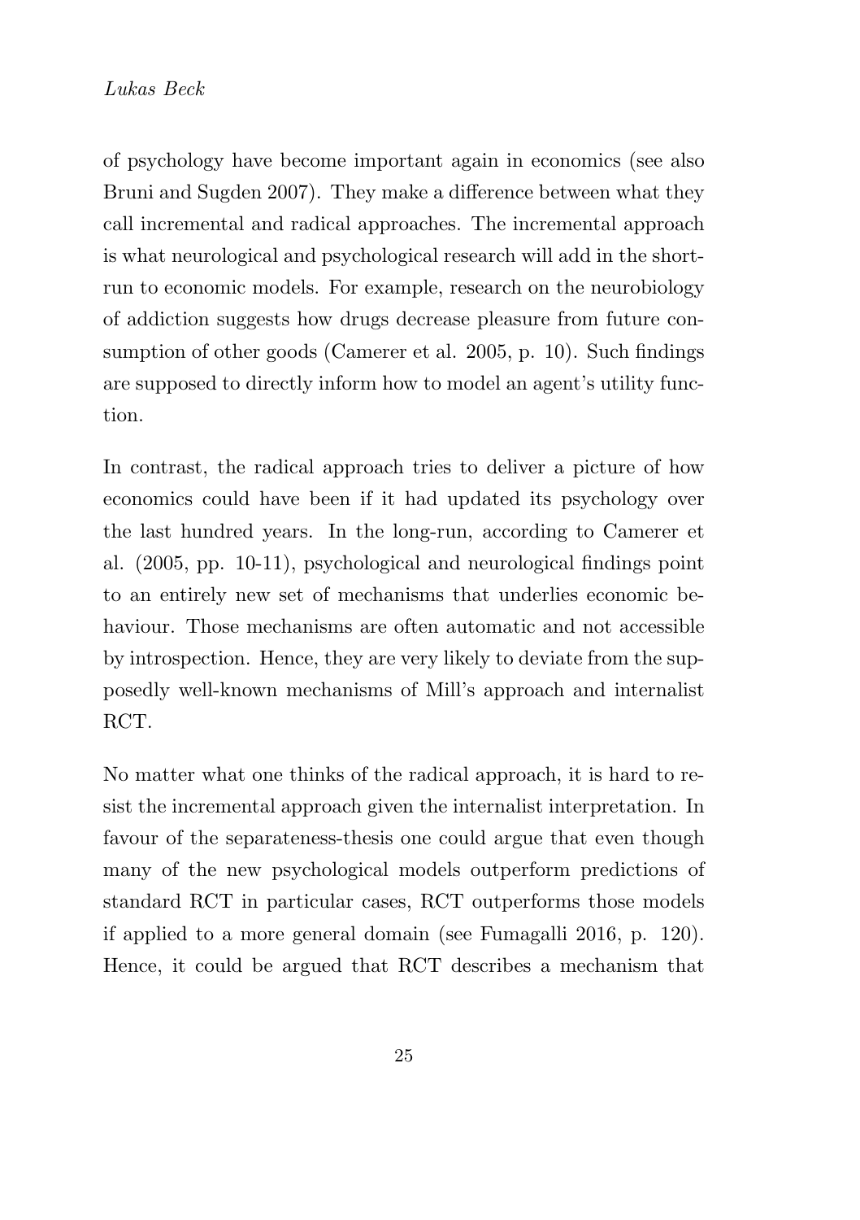of psychology have become important again in economics (see also Bruni and Sugden 2007). They make a difference between what they call incremental and radical approaches. The incremental approach is what neurological and psychological research will add in the short-run to economic models. For example, research on the neurobiology of addiction suggests how drugs decrease pleasure from future consumption of other goods (Camerer et al. 2005, p. 10). Such findings are supposed to directly inform how to model an agent's utility function.

In contrast, the radical approach tries to deliver a picture of how economics could have been if it had updated its psychology over the last hundred years. In the long-run, according to Camerer et al. (2005, pp. 10-11), psychological and neurological findings point to an entirely new set of mechanisms that underlies economic behaviour. Those mechanisms are often automatic and not accessible by introspection. Hence, they are very likely to deviate from the supposedly well-known mechanisms of Mill's approach and internalist RCT.

No matter what one thinks of the radical approach, it is hard to resist the incremental approach given the internalist interpretation. In favour of the separateness-thesis one could argue that even though many of the new psychological models outperform predictions of standard RCT in particular cases, RCT outperforms those models if applied to a more general domain (see Fumagalli 2016, p. 120). Hence, it could be argued that RCT describes a mechanism that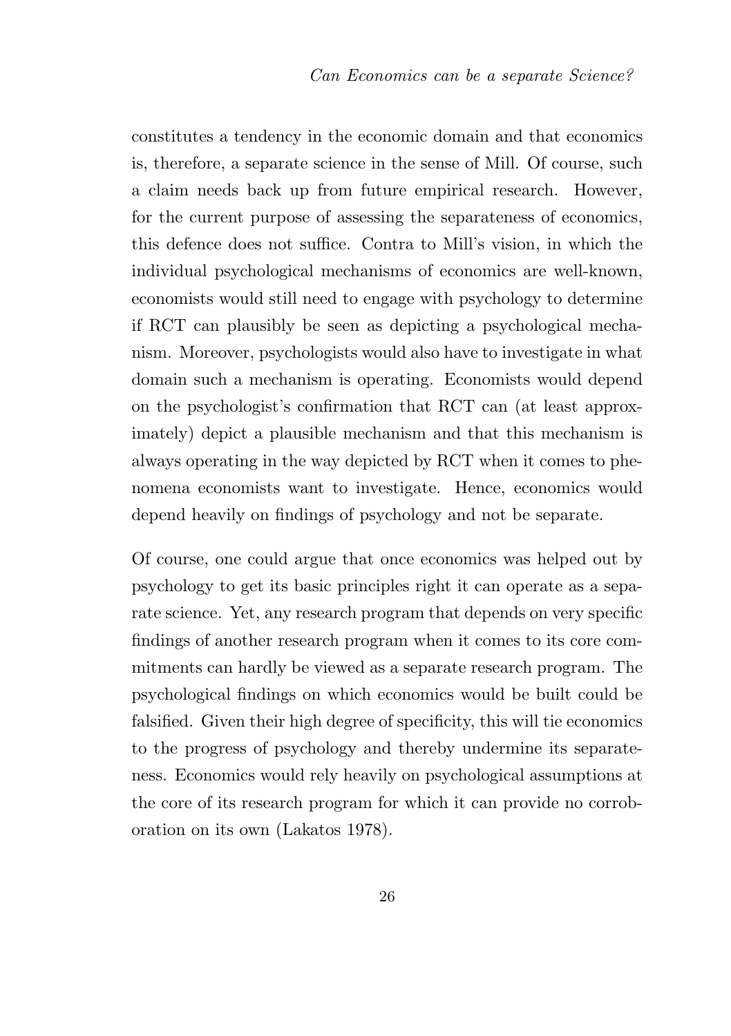constitutes a tendency in the economic domain and that economics is, therefore, a separate science in the sense of Mill. Of course, such a claim needs back up from future empirical research. However, for the current purpose of assessing the separateness of economics, this defence does not suffice. Contra to Mill's vision, in which the individual psychological mechanisms of economics are well-known, economists would still need to engage with psychology to determine if RCT can plausibly be seen as depicting a psychological mechanism. Moreover, psychologists would also have to investigate in what domain such a mechanism is operating. Economists would depend on the psychologist's confirmation that RCT can (at least approximately) depict a plausible mechanism and that this mechanism is always operating in the way depicted by RCT when it comes to phenomena economists want to investigate. Hence, economics would depend heavily on findings of psychology and not be separate.

Of course, one could argue that once economics was helped out by psychology to get its basic principles right it can operate as a separate science. Yet, any research program that depends on very specific findings of another research program when it comes to its core commitments can hardly be viewed as a separate research program. The psychological findings on which economics would be built could be falsified. Given their high degree of specificity, this will tie economics to the progress of psychology and thereby undermine its separateness. Economics would rely heavily on psychological assumptions at the core of its research program for which it can provide no corroboration on its own (Lakatos 1978).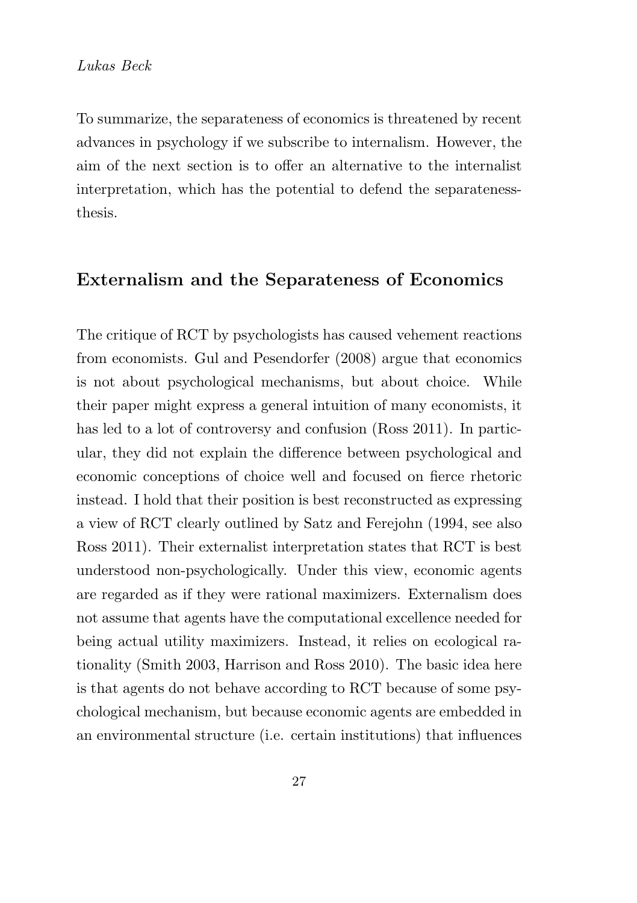To summarize, the separateness of economics is threatened by recent advances in psychology if we subscribe to internalism. However, the aim of the next section is to offer an alternative to the internalist interpretation, which has the potential to defend the separateness-thesis.

## Externalism and the Separateness of Economics

The critique of RCT by psychologists has caused vehement reactions from economists. Gul and Pesendorfer (2008) argue that economics is not about psychological mechanisms, but about choice. While their paper might express a general intuition of many economists, it has led to a lot of controversy and confusion (Ross 2011). In particular, they did not explain the difference between psychological and economic conceptions of choice well and focused on fierce rhetoric instead. I hold that their position is best reconstructed as expressing a view of RCT clearly outlined by Satz and Ferejohn (1994, see also Ross 2011). Their externalist interpretation states that RCT is best understood non-psychologically. Under this view, economic agents are regarded as if they were rational maximizers. Externalism does not assume that agents have the computational excellence needed for being actual utility maximizers. Instead, it relies on ecological rationality (Smith 2003, Harrison and Ross 2010). The basic idea here is that agents do not behave according to RCT because of some psychological mechanism, but because economic agents are embedded in an environmental structure (i.e. certain institutions) that influences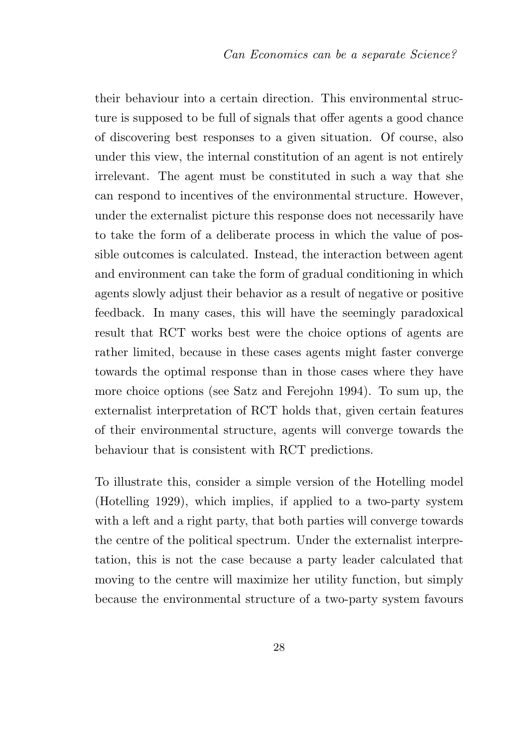their behaviour into a certain direction. This environmental structure is supposed to be full of signals that offer agents a good chance of discovering best responses to a given situation. Of course, also under this view, the internal constitution of an agent is not entirely irrelevant. The agent must be constituted in such a way that she can respond to incentives of the environmental structure. However, under the externalist picture this response does not necessarily have to take the form of a deliberate process in which the value of possible outcomes is calculated. Instead, the interaction between agent and environment can take the form of gradual conditioning in which agents slowly adjust their behavior as a result of negative or positive feedback. In many cases, this will have the seemingly paradoxical result that RCT works best were the choice options of agents are rather limited, because in these cases agents might faster converge towards the optimal response than in those cases where they have more choice options (see Satz and Ferejohn 1994). To sum up, the externalist interpretation of RCT holds that, given certain features of their environmental structure, agents will converge towards the behaviour that is consistent with RCT predictions.

To illustrate this, consider a simple version of the Hotelling model (Hotelling 1929), which implies, if applied to a two-party system with a left and a right party, that both parties will converge towards the centre of the political spectrum. Under the externalist interpretation, this is not the case because a party leader calculated that moving to the centre will maximize her utility function, but simply because the environmental structure of a two-party system favours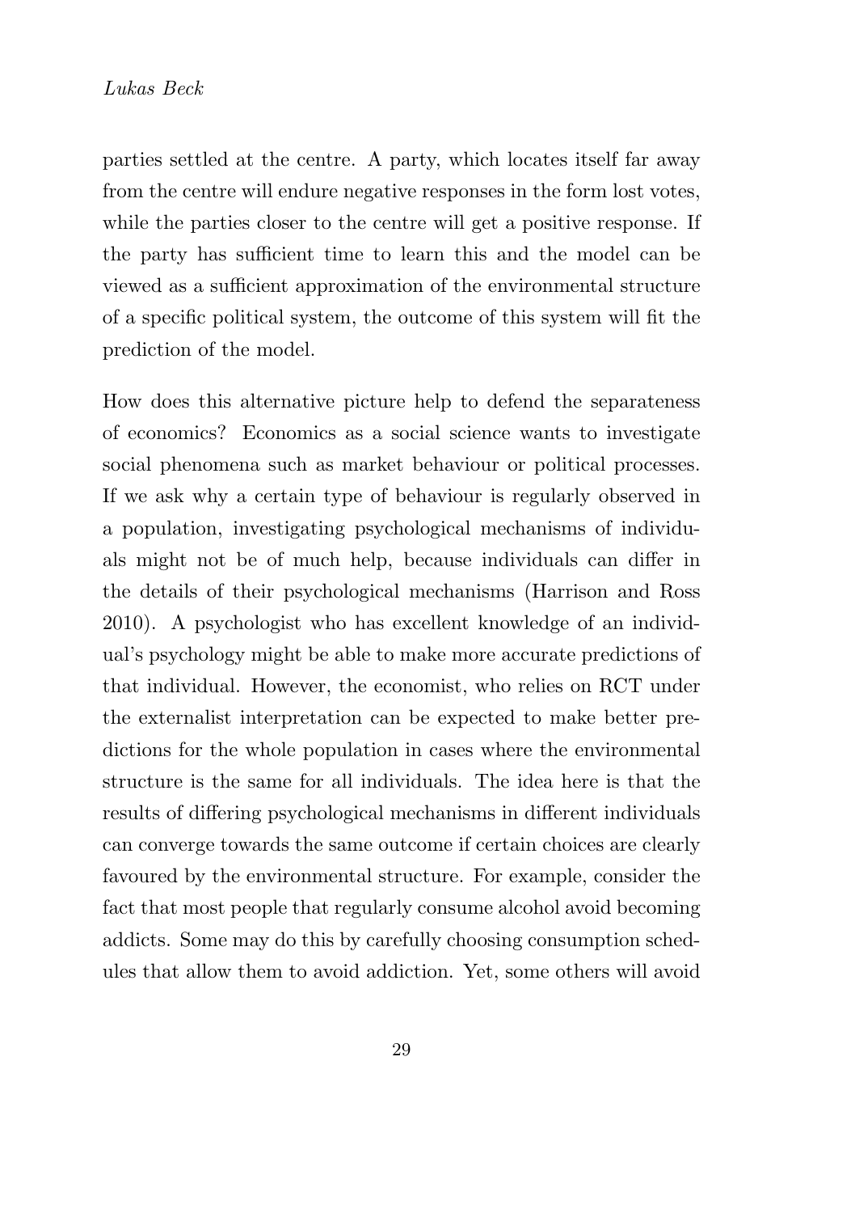parties settled at the centre. A party, which locates itself far away from the centre will endure negative responses in the form lost votes, while the parties closer to the centre will get a positive response. If the party has sufficient time to learn this and the model can be viewed as a sufficient approximation of the environmental structure of a specific political system, the outcome of this system will fit the prediction of the model.

How does this alternative picture help to defend the separateness of economics? Economics as a social science wants to investigate social phenomena such as market behaviour or political processes. If we ask why a certain type of behaviour is regularly observed in a population, investigating psychological mechanisms of individuals might not be of much help, because individuals can differ in the details of their psychological mechanisms (Harrison and Ross 2010). A psychologist who has excellent knowledge of an individual's psychology might be able to make more accurate predictions of that individual. However, the economist, who relies on RCT under the externalist interpretation can be expected to make better predictions for the whole population in cases where the environmental structure is the same for all individuals. The idea here is that the results of differing psychological mechanisms in different individuals can converge towards the same outcome if certain choices are clearly favoured by the environmental structure. For example, consider the fact that most people that regularly consume alcohol avoid becoming addicts. Some may do this by carefully choosing consumption schedules that allow them to avoid addiction. Yet, some others will avoid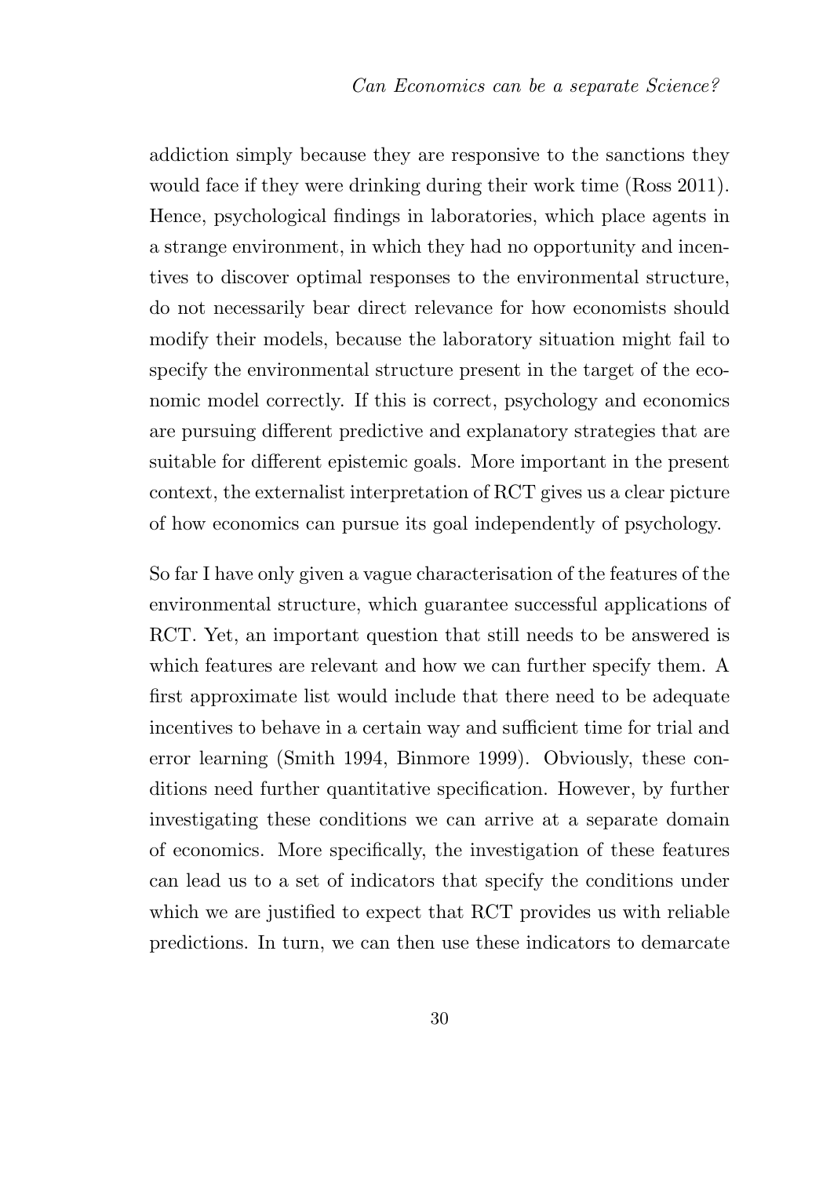addiction simply because they are responsive to the sanctions they would face if they were drinking during their work time (Ross 2011). Hence, psychological findings in laboratories, which place agents in a strange environment, in which they had no opportunity and incentives to discover optimal responses to the environmental structure, do not necessarily bear direct relevance for how economists should modify their models, because the laboratory situation might fail to specify the environmental structure present in the target of the economic model correctly. If this is correct, psychology and economics are pursuing different predictive and explanatory strategies that are suitable for different epistemic goals. More important in the present context, the externalist interpretation of RCT gives us a clear picture of how economics can pursue its goal independently of psychology.

So far I have only given a vague characterisation of the features of the environmental structure, which guarantee successful applications of RCT. Yet, an important question that still needs to be answered is which features are relevant and how we can further specify them. A first approximate list would include that there need to be adequate incentives to behave in a certain way and sufficient time for trial and error learning (Smith 1994, Binmore 1999). Obviously, these conditions need further quantitative specification. However, by further investigating these conditions we can arrive at a separate domain of economics. More specifically, the investigation of these features can lead us to a set of indicators that specify the conditions under which we are justified to expect that RCT provides us with reliable predictions. In turn, we can then use these indicators to demarcate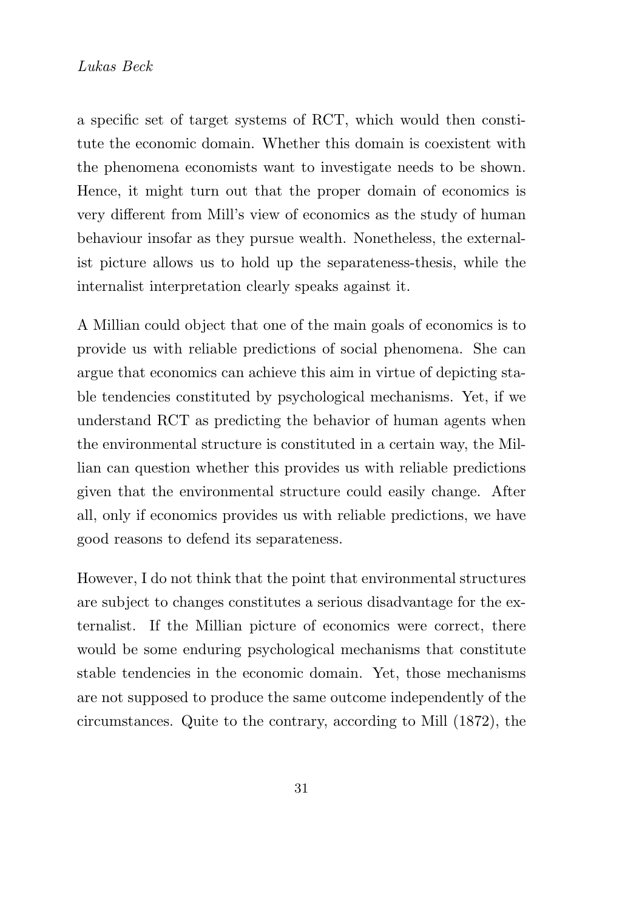a specific set of target systems of RCT, which would then constitute the economic domain. Whether this domain is coexistent with the phenomena economists want to investigate needs to be shown. Hence, it might turn out that the proper domain of economics is very different from Mill's view of economics as the study of human behaviour insofar as they pursue wealth. Nonetheless, the externalist picture allows us to hold up the separateness-thesis, while the internalist interpretation clearly speaks against it.

A Millian could object that one of the main goals of economics is to provide us with reliable predictions of social phenomena. She can argue that economics can achieve this aim in virtue of depicting stable tendencies constituted by psychological mechanisms. Yet, if we understand RCT as predicting the behavior of human agents when the environmental structure is constituted in a certain way, the Millian can question whether this provides us with reliable predictions given that the environmental structure could easily change. After all, only if economics provides us with reliable predictions, we have good reasons to defend its separateness.

However, I do not think that the point that environmental structures are subject to changes constitutes a serious disadvantage for the externalist. If the Millian picture of economics were correct, there would be some enduring psychological mechanisms that constitute stable tendencies in the economic domain. Yet, those mechanisms are not supposed to produce the same outcome independently of the circumstances. Quite to the contrary, according to Mill (1872), the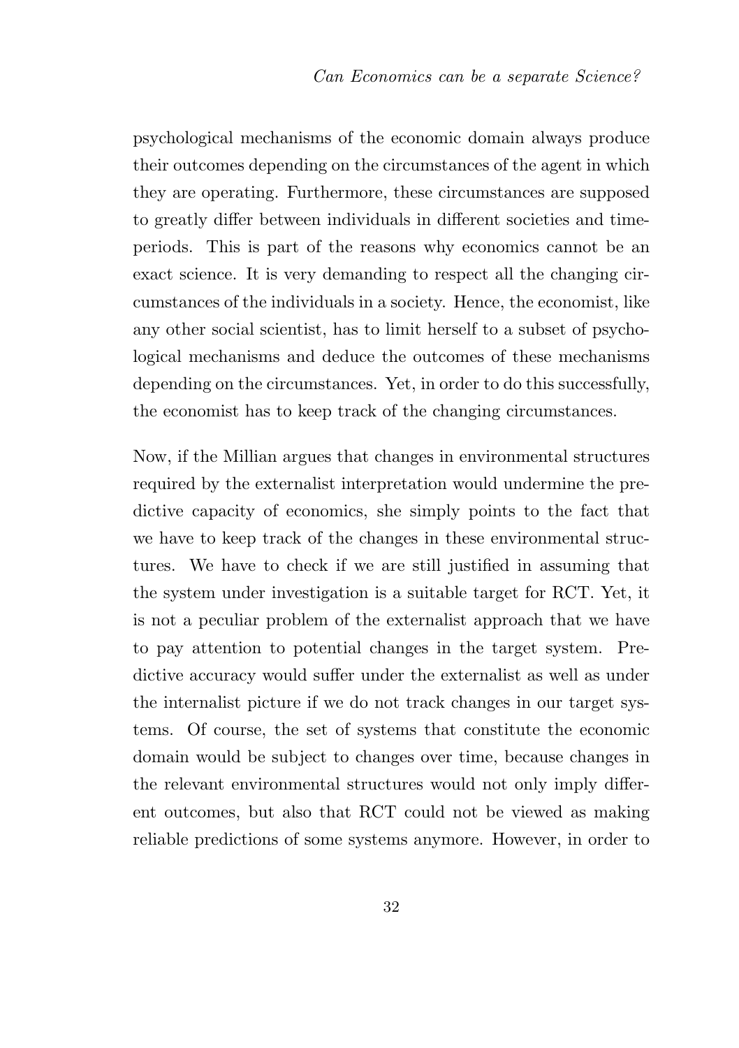psychological mechanisms of the economic domain always produce their outcomes depending on the circumstances of the agent in which they are operating. Furthermore, these circumstances are supposed to greatly differ between individuals in different societies and time-periods. This is part of the reasons why economics cannot be an exact science. It is very demanding to respect all the changing circumstances of the individuals in a society. Hence, the economist, like any other social scientist, has to limit herself to a subset of psychological mechanisms and deduce the outcomes of these mechanisms depending on the circumstances. Yet, in order to do this successfully, the economist has to keep track of the changing circumstances.

Now, if the Millian argues that changes in environmental structures required by the externalist interpretation would undermine the predictive capacity of economics, she simply points to the fact that we have to keep track of the changes in these environmental structures. We have to check if we are still justified in assuming that the system under investigation is a suitable target for RCT. Yet, it is not a peculiar problem of the externalist approach that we have to pay attention to potential changes in the target system. Predictive accuracy would suffer under the externalist as well as under the internalist picture if we do not track changes in our target systems. Of course, the set of systems that constitute the economic domain would be subject to changes over time, because changes in the relevant environmental structures would not only imply different outcomes, but also that RCT could not be viewed as making reliable predictions of some systems anymore. However, in order to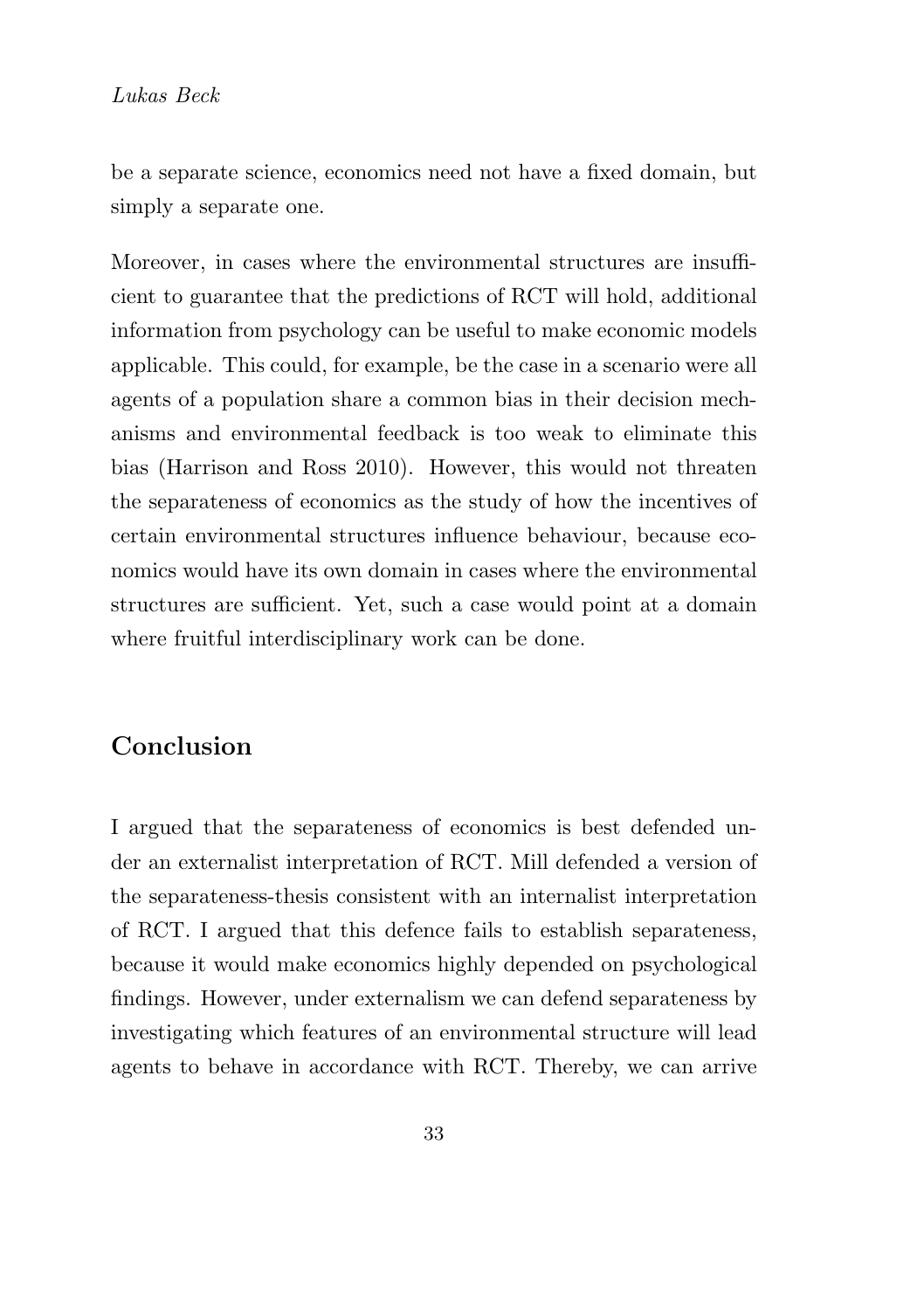be a separate science, economics need not have a fixed domain, but simply a separate one.

Moreover, in cases where the environmental structures are insufficient to guarantee that the predictions of RCT will hold, additional information from psychology can be useful to make economic models applicable. This could, for example, be the case in a scenario were all agents of a population share a common bias in their decision mechanisms and environmental feedback is too weak to eliminate this bias (Harrison and Ross 2010). However, this would not threaten the separateness of economics as the study of how the incentives of certain environmental structures influence behaviour, because economics would have its own domain in cases where the environmental structures are sufficient. Yet, such a case would point at a domain where fruitful interdisciplinary work can be done.

## Conclusion

I argued that the separateness of economics is best defended under an externalist interpretation of RCT. Mill defended a version of the separateness-thesis consistent with an internalist interpretation of RCT. I argued that this defence fails to establish separateness, because it would make economics highly depended on psychological findings. However, under externalism we can defend separateness by investigating which features of an environmental structure will lead agents to behave in accordance with RCT. Thereby, we can arrive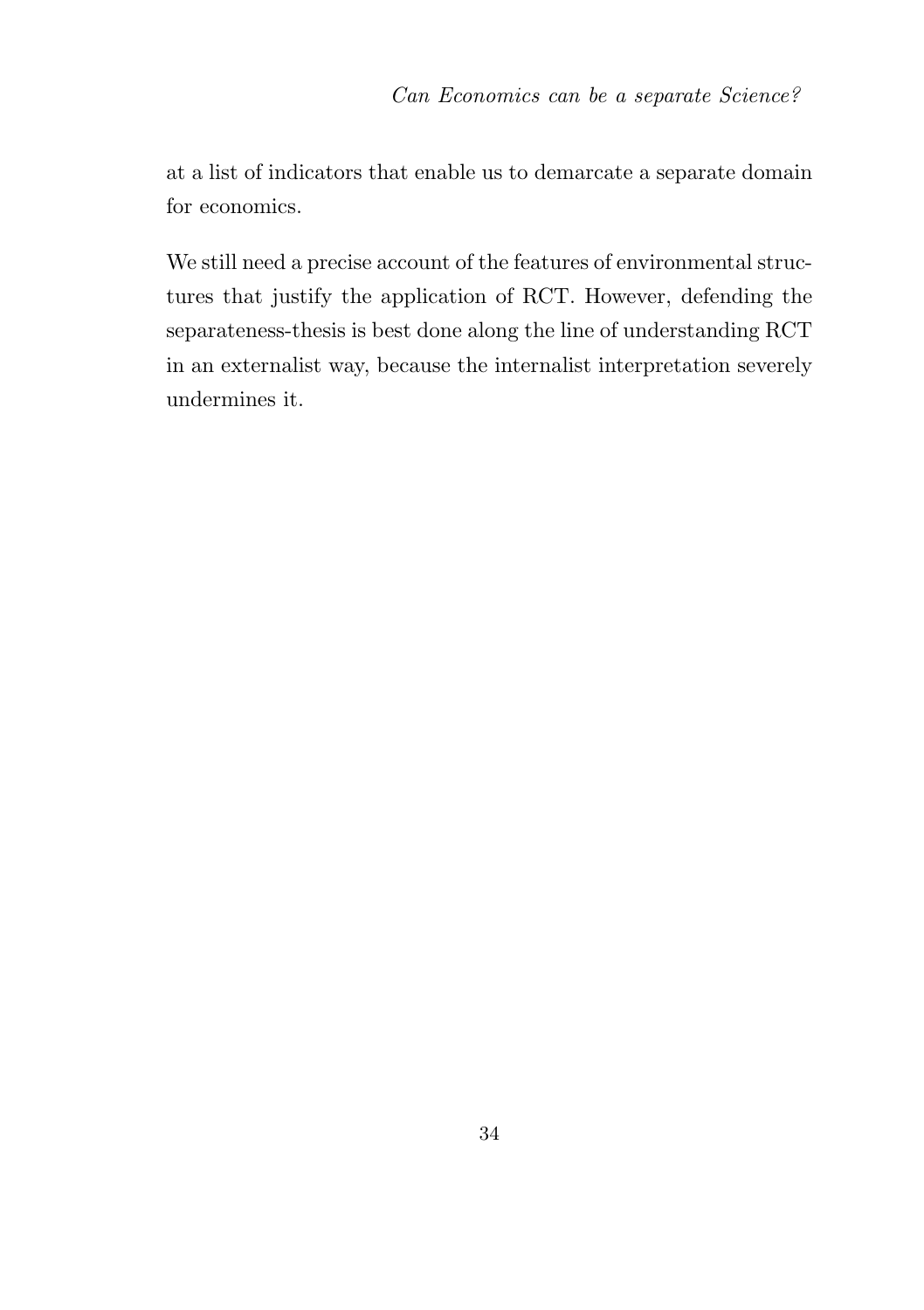at a list of indicators that enable us to demarcate a separate domain for economics.

We still need a precise account of the features of environmental structures that justify the application of RCT. However, defending the separateness-thesis is best done along the line of understanding RCT in an externalist way, because the internalist interpretation severely undermines it.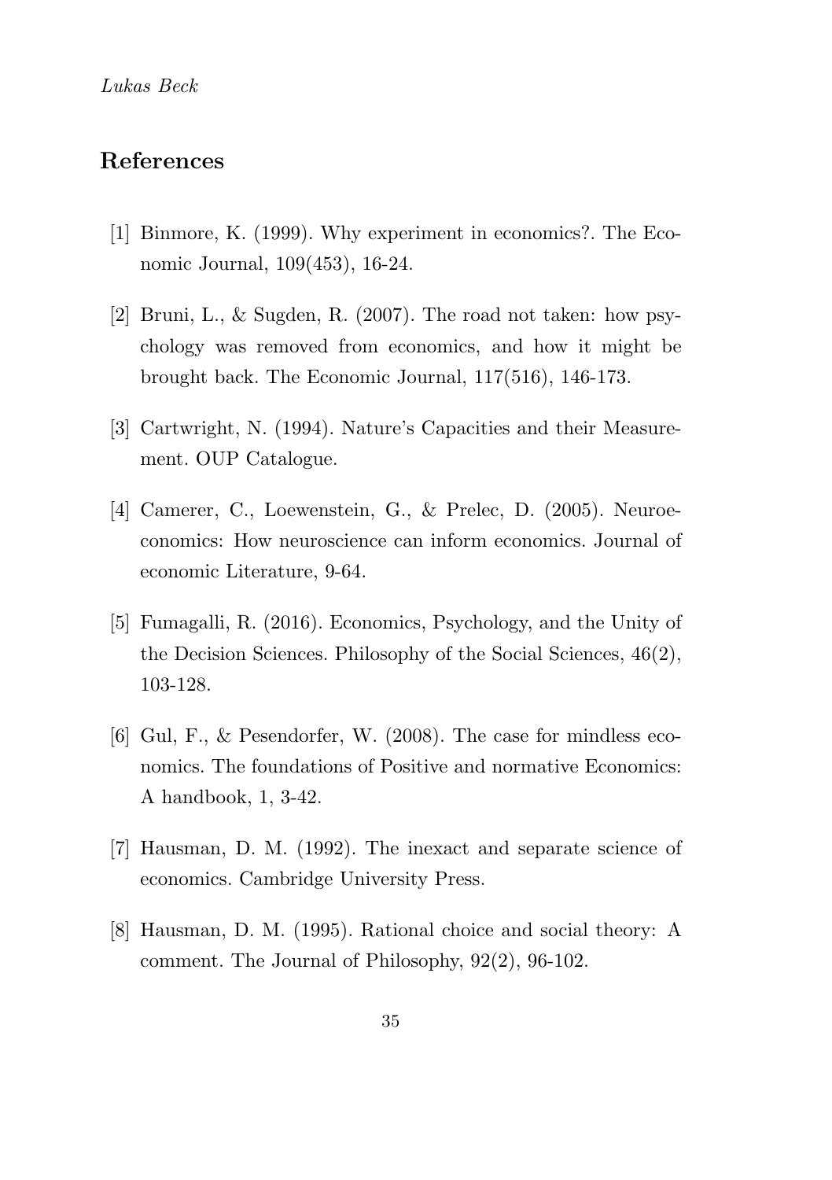## References

[1] Binmore, K. (1999). Why experiment in economics?. The Economic Journal, 109(453), 16-24.

[2] Bruni, L., & Sugden, R. (2007). The road not taken: how psychology was removed from economics, and how it might be brought back. The Economic Journal, 117(516), 146-173.

[3] Cartwright, N. (1994). Nature's Capacities and their Measurement. OUP Catalogue.

[4] Camerer, C., Loewenstein, G., & Prelec, D. (2005). Neuroeconomics: How neuroscience can inform economics. Journal of economic Literature, 9-64.

[5] Fumagalli, R. (2016). Economics, Psychology, and the Unity of the Decision Sciences. Philosophy of the Social Sciences, 46(2), 103-128.

[6] Gul, F., & Pesendorfer, W. (2008). The case for mindless economics. The foundations of Positive and normative Economics: A handbook, 1, 3-42.

[7] Hausman, D. M. (1992). The inexact and separate science of economics. Cambridge University Press.

[8] Hausman, D. M. (1995). Rational choice and social theory: A comment. The Journal of Philosophy, 92(2), 96-102.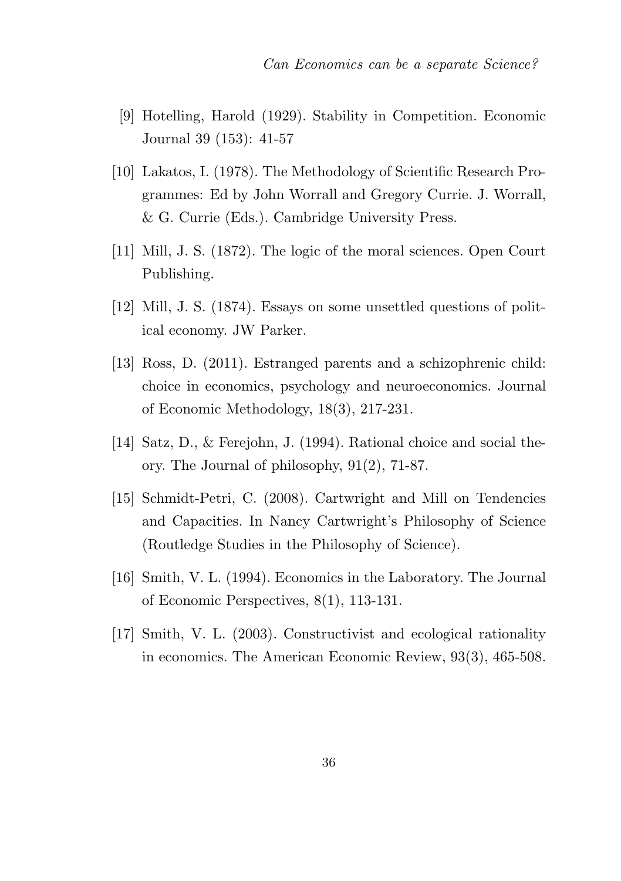[9] Hotelling, Harold (1929). Stability in Competition. Economic Journal 39 (153): 41-57

[10] Lakatos, I. (1978). The Methodology of Scientific Research Programmes: Ed by John Worrall and Gregory Currie. J. Worrall, & G. Currie (Eds.). Cambridge University Press.

[11] Mill, J. S. (1872). The logic of the moral sciences. Open Court Publishing.

[12] Mill, J. S. (1874). Essays on some unsettled questions of political economy. JW Parker.

[13] Ross, D. (2011). Estranged parents and a schizophrenic child: choice in economics, psychology and neuroeconomics. Journal of Economic Methodology, 18(3), 217-231.

[14] Satz, D., & Ferejohn, J. (1994). Rational choice and social theory. The Journal of philosophy, 91(2), 71-87.

[15] Schmidt-Petri, C. (2008). Cartwright and Mill on Tendencies and Capacities. In Nancy Cartwright's Philosophy of Science (Routledge Studies in the Philosophy of Science).

[16] Smith, V. L. (1994). Economics in the Laboratory. The Journal of Economic Perspectives, 8(1), 113-131.

[17] Smith, V. L. (2003). Constructivist and ecological rationality in economics. The American Economic Review, 93(3), 465-508.